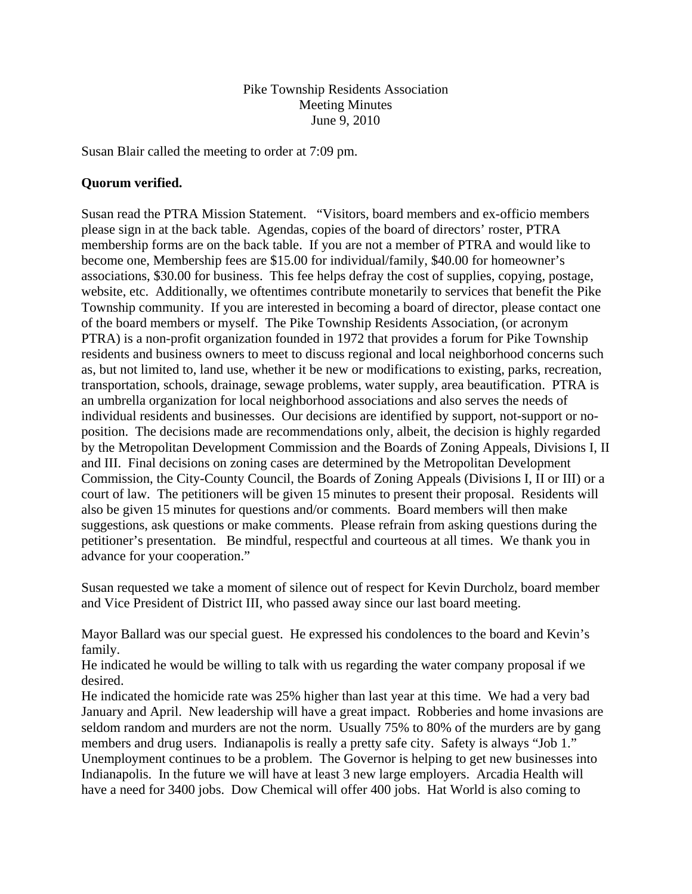Pike Township Residents Association
Meeting Minutes
June 9, 2010

Susan Blair called the meeting to order at 7:09 pm.

**Quorum verified.**

Susan read the PTRA Mission Statement. "Visitors, board members and ex-officio members please sign in at the back table. Agendas, copies of the board of directors' roster, PTRA membership forms are on the back table. If you are not a member of PTRA and would like to become one, Membership fees are $15.00 for individual/family, $40.00 for homeowner's associations, $30.00 for business. This fee helps defray the cost of supplies, copying, postage, website, etc. Additionally, we oftentimes contribute monetarily to services that benefit the Pike Township community. If you are interested in becoming a board of director, please contact one of the board members or myself. The Pike Township Residents Association, (or acronym PTRA) is a non-profit organization founded in 1972 that provides a forum for Pike Township residents and business owners to meet to discuss regional and local neighborhood concerns such as, but not limited to, land use, whether it be new or modifications to existing, parks, recreation, transportation, schools, drainage, sewage problems, water supply, area beautification. PTRA is an umbrella organization for local neighborhood associations and also serves the needs of individual residents and businesses. Our decisions are identified by support, not-support or no-position. The decisions made are recommendations only, albeit, the decision is highly regarded by the Metropolitan Development Commission and the Boards of Zoning Appeals, Divisions I, II and III. Final decisions on zoning cases are determined by the Metropolitan Development Commission, the City-County Council, the Boards of Zoning Appeals (Divisions I, II or III) or a court of law. The petitioners will be given 15 minutes to present their proposal. Residents will also be given 15 minutes for questions and/or comments. Board members will then make suggestions, ask questions or make comments. Please refrain from asking questions during the petitioner's presentation. Be mindful, respectful and courteous at all times. We thank you in advance for your cooperation."

Susan requested we take a moment of silence out of respect for Kevin Durcholz, board member and Vice President of District III, who passed away since our last board meeting.

Mayor Ballard was our special guest. He expressed his condolences to the board and Kevin's family.
He indicated he would be willing to talk with us regarding the water company proposal if we desired.
He indicated the homicide rate was 25% higher than last year at this time. We had a very bad January and April. New leadership will have a great impact. Robberies and home invasions are seldom random and murders are not the norm. Usually 75% to 80% of the murders are by gang members and drug users. Indianapolis is really a pretty safe city. Safety is always "Job 1." Unemployment continues to be a problem. The Governor is helping to get new businesses into Indianapolis. In the future we will have at least 3 new large employers. Arcadia Health will have a need for 3400 jobs. Dow Chemical will offer 400 jobs. Hat World is also coming to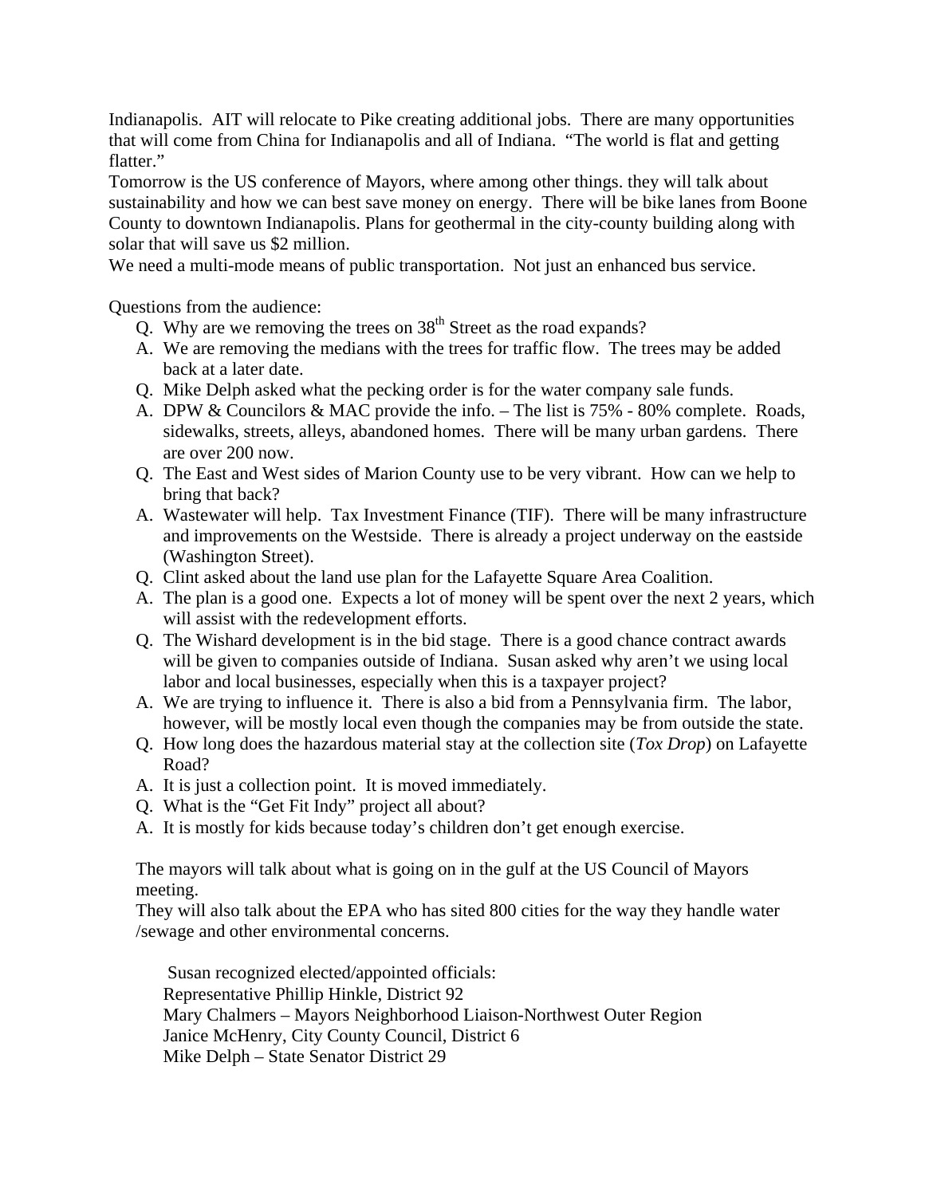Indianapolis. AIT will relocate to Pike creating additional jobs. There are many opportunities that will come from China for Indianapolis and all of Indiana. "The world is flat and getting flatter."

Tomorrow is the US conference of Mayors, where among other things. they will talk about sustainability and how we can best save money on energy. There will be bike lanes from Boone County to downtown Indianapolis. Plans for geothermal in the city-county building along with solar that will save us $2 million.

We need a multi-mode means of public transportation. Not just an enhanced bus service.

Questions from the audience:

- Q. Why are we removing the trees on 38th Street as the road expands?
- A. We are removing the medians with the trees for traffic flow. The trees may be added back at a later date.
- Q. Mike Delph asked what the pecking order is for the water company sale funds.
- A. DPW & Councilors & MAC provide the info. – The list is 75% - 80% complete. Roads, sidewalks, streets, alleys, abandoned homes. There will be many urban gardens. There are over 200 now.
- Q. The East and West sides of Marion County use to be very vibrant. How can we help to bring that back?
- A. Wastewater will help. Tax Investment Finance (TIF). There will be many infrastructure and improvements on the Westside. There is already a project underway on the eastside (Washington Street).
- Q. Clint asked about the land use plan for the Lafayette Square Area Coalition.
- A. The plan is a good one. Expects a lot of money will be spent over the next 2 years, which will assist with the redevelopment efforts.
- Q. The Wishard development is in the bid stage. There is a good chance contract awards will be given to companies outside of Indiana. Susan asked why aren't we using local labor and local businesses, especially when this is a taxpayer project?
- A. We are trying to influence it. There is also a bid from a Pennsylvania firm. The labor, however, will be mostly local even though the companies may be from outside the state.
- Q. How long does the hazardous material stay at the collection site (*Tox Drop*) on Lafayette Road?
- A. It is just a collection point. It is moved immediately.
- Q. What is the "Get Fit Indy" project all about?
- A. It is mostly for kids because today's children don't get enough exercise.

The mayors will talk about what is going on in the gulf at the US Council of Mayors meeting.

They will also talk about the EPA who has sited 800 cities for the way they handle water /sewage and other environmental concerns.

Susan recognized elected/appointed officials:

Representative Phillip Hinkle, District 92
Mary Chalmers – Mayors Neighborhood Liaison-Northwest Outer Region
Janice McHenry, City County Council, District 6
Mike Delph – State Senator District 29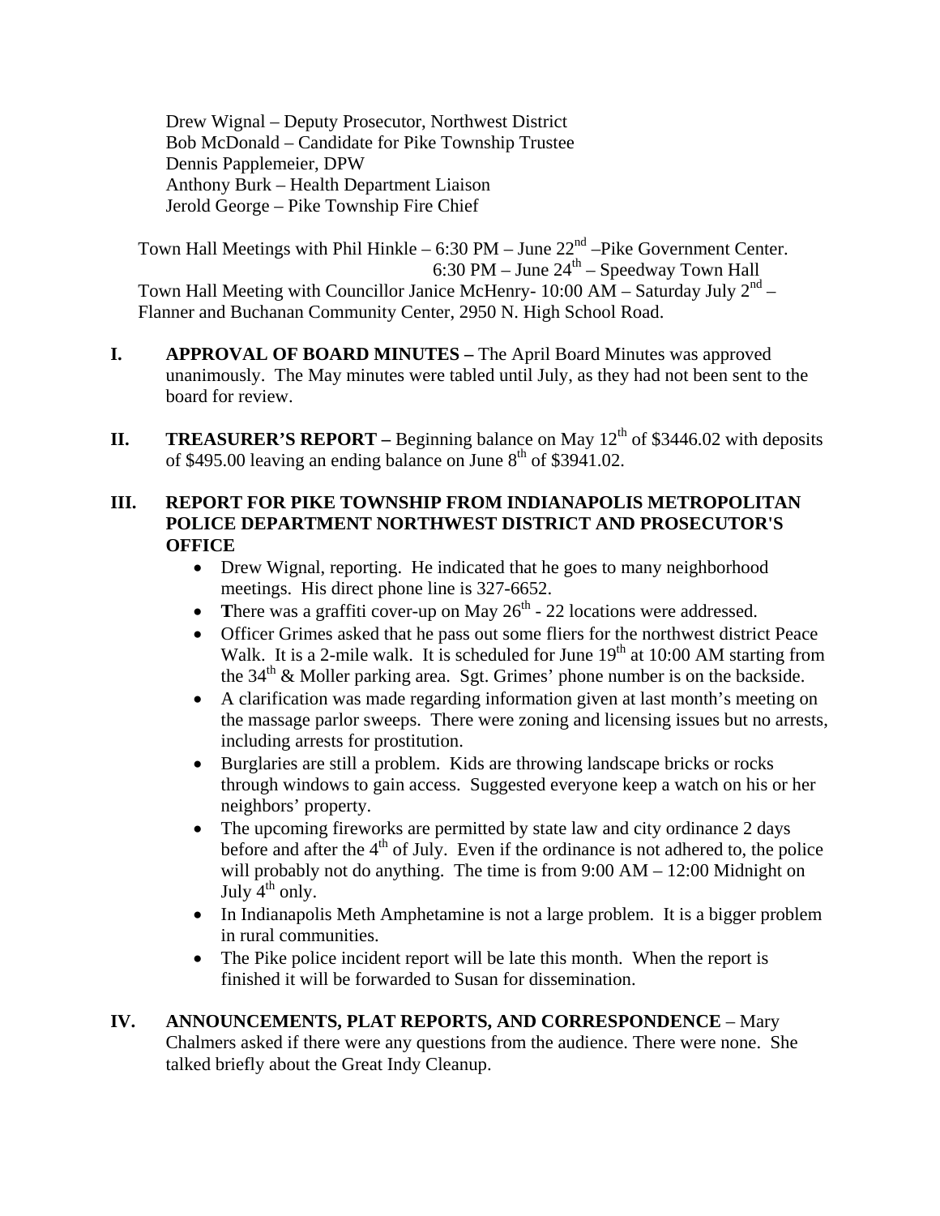Drew Wignal – Deputy Prosecutor, Northwest District
Bob McDonald – Candidate for Pike Township Trustee
Dennis Papplemeier, DPW
Anthony Burk – Health Department Liaison
Jerold George – Pike Township Fire Chief

Town Hall Meetings with Phil Hinkle – 6:30 PM – June 22nd –Pike Government Center.
6:30 PM – June 24th – Speedway Town Hall
Town Hall Meeting with Councillor Janice McHenry- 10:00 AM – Saturday July 2nd – Flanner and Buchanan Community Center, 2950 N. High School Road.

**I. APPROVAL OF BOARD MINUTES –** The April Board Minutes was approved unanimously. The May minutes were tabled until July, as they had not been sent to the board for review.

**II. TREASURER'S REPORT –** Beginning balance on May 12th of $3446.02 with deposits of $495.00 leaving an ending balance on June 8th of $3941.02.

**III. REPORT FOR PIKE TOWNSHIP FROM INDIANAPOLIS METROPOLITAN POLICE DEPARTMENT NORTHWEST DISTRICT AND PROSECUTOR'S OFFICE**

- Drew Wignal, reporting. He indicated that he goes to many neighborhood meetings. His direct phone line is 327-6652.
- **T**here was a graffiti cover-up on May 26th - 22 locations were addressed.
- Officer Grimes asked that he pass out some fliers for the northwest district Peace Walk. It is a 2-mile walk. It is scheduled for June 19th at 10:00 AM starting from the 34th & Moller parking area. Sgt. Grimes' phone number is on the backside.
- A clarification was made regarding information given at last month's meeting on the massage parlor sweeps. There were zoning and licensing issues but no arrests, including arrests for prostitution.
- Burglaries are still a problem. Kids are throwing landscape bricks or rocks through windows to gain access. Suggested everyone keep a watch on his or her neighbors' property.
- The upcoming fireworks are permitted by state law and city ordinance 2 days before and after the 4th of July. Even if the ordinance is not adhered to, the police will probably not do anything. The time is from 9:00 AM – 12:00 Midnight on July 4th only.
- In Indianapolis Meth Amphetamine is not a large problem. It is a bigger problem in rural communities.
- The Pike police incident report will be late this month. When the report is finished it will be forwarded to Susan for dissemination.

**IV. ANNOUNCEMENTS, PLAT REPORTS, AND CORRESPONDENCE** – Mary Chalmers asked if there were any questions from the audience. There were none. She talked briefly about the Great Indy Cleanup.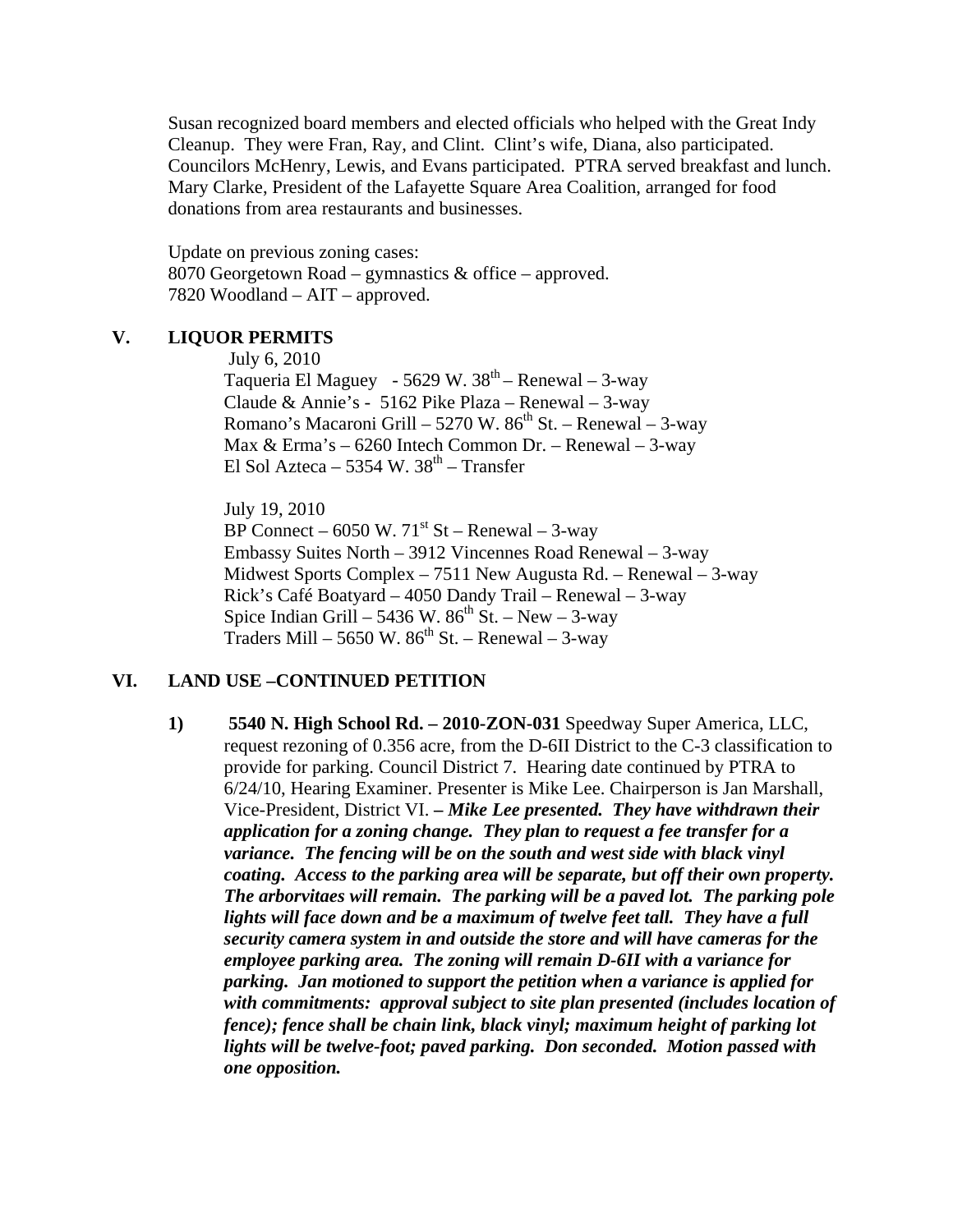Susan recognized board members and elected officials who helped with the Great Indy Cleanup. They were Fran, Ray, and Clint. Clint's wife, Diana, also participated. Councilors McHenry, Lewis, and Evans participated. PTRA served breakfast and lunch. Mary Clarke, President of the Lafayette Square Area Coalition, arranged for food donations from area restaurants and businesses.

Update on previous zoning cases:
8070 Georgetown Road – gymnastics & office – approved.
7820 Woodland – AIT – approved.

## V. LIQUOR PERMITS

July 6, 2010
Taqueria El Maguey - 5629 W. 38th – Renewal – 3-way
Claude & Annie's - 5162 Pike Plaza – Renewal – 3-way
Romano's Macaroni Grill – 5270 W. 86th St. – Renewal – 3-way
Max & Erma's – 6260 Intech Common Dr. – Renewal – 3-way
El Sol Azteca – 5354 W. 38th – Transfer

July 19, 2010
BP Connect – 6050 W. 71st St – Renewal – 3-way
Embassy Suites North – 3912 Vincennes Road Renewal – 3-way
Midwest Sports Complex – 7511 New Augusta Rd. – Renewal – 3-way
Rick's Café Boatyard – 4050 Dandy Trail – Renewal – 3-way
Spice Indian Grill – 5436 W. 86th St. – New – 3-way
Traders Mill – 5650 W. 86th St. – Renewal – 3-way

## VI. LAND USE –CONTINUED PETITION

1) **5540 N. High School Rd. – 2010-ZON-031** Speedway Super America, LLC, request rezoning of 0.356 acre, from the D-6II District to the C-3 classification to provide for parking. Council District 7. Hearing date continued by PTRA to 6/24/10, Hearing Examiner. Presenter is Mike Lee. Chairperson is Jan Marshall, Vice-President, District VI. ***– Mike Lee presented. They have withdrawn their application for a zoning change. They plan to request a fee transfer for a variance. The fencing will be on the south and west side with black vinyl coating. Access to the parking area will be separate, but off their own property. The arborvitaes will remain. The parking will be a paved lot. The parking pole lights will face down and be a maximum of twelve feet tall. They have a full security camera system in and outside the store and will have cameras for the employee parking area. The zoning will remain D-6II with a variance for parking. Jan motioned to support the petition when a variance is applied for with commitments: approval subject to site plan presented (includes location of fence); fence shall be chain link, black vinyl; maximum height of parking lot lights will be twelve-foot; paved parking. Don seconded. Motion passed with one opposition.***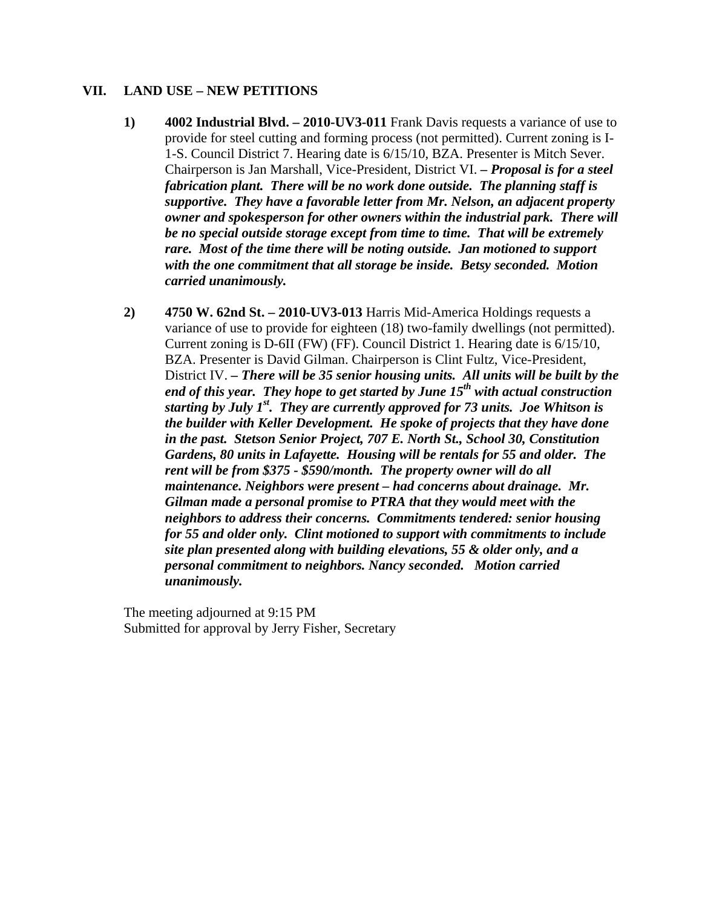## VII. LAND USE – NEW PETITIONS

1) **4002 Industrial Blvd. – 2010-UV3-011** Frank Davis requests a variance of use to provide for steel cutting and forming process (not permitted). Current zoning is I-1-S. Council District 7. Hearing date is 6/15/10, BZA. Presenter is Mitch Sever. Chairperson is Jan Marshall, Vice-President, District VI. **– *Proposal is for a steel fabrication plant. There will be no work done outside. The planning staff is supportive. They have a favorable letter from Mr. Nelson, an adjacent property owner and spokesperson for other owners within the industrial park. There will be no special outside storage except from time to time. That will be extremely rare. Most of the time there will be noting outside. Jan motioned to support with the one commitment that all storage be inside. Betsy seconded. Motion carried unanimously.***

2) **4750 W. 62nd St. – 2010-UV3-013** Harris Mid-America Holdings requests a variance of use to provide for eighteen (18) two-family dwellings (not permitted). Current zoning is D-6II (FW) (FF). Council District 1. Hearing date is 6/15/10, BZA. Presenter is David Gilman. Chairperson is Clint Fultz, Vice-President, District IV. **– *There will be 35 senior housing units. All units will be built by the end of this year. They hope to get started by June 15th with actual construction starting by July 1st. They are currently approved for 73 units. Joe Whitson is the builder with Keller Development. He spoke of projects that they have done in the past. Stetson Senior Project, 707 E. North St., School 30, Constitution Gardens, 80 units in Lafayette. Housing will be rentals for 55 and older. The rent will be from $375 - $590/month. The property owner will do all maintenance. Neighbors were present – had concerns about drainage. Mr. Gilman made a personal promise to PTRA that they would meet with the neighbors to address their concerns. Commitments tendered: senior housing for 55 and older only. Clint motioned to support with commitments to include site plan presented along with building elevations, 55 & older only, and a personal commitment to neighbors. Nancy seconded. Motion carried unanimously.***

The meeting adjourned at 9:15 PM
Submitted for approval by Jerry Fisher, Secretary